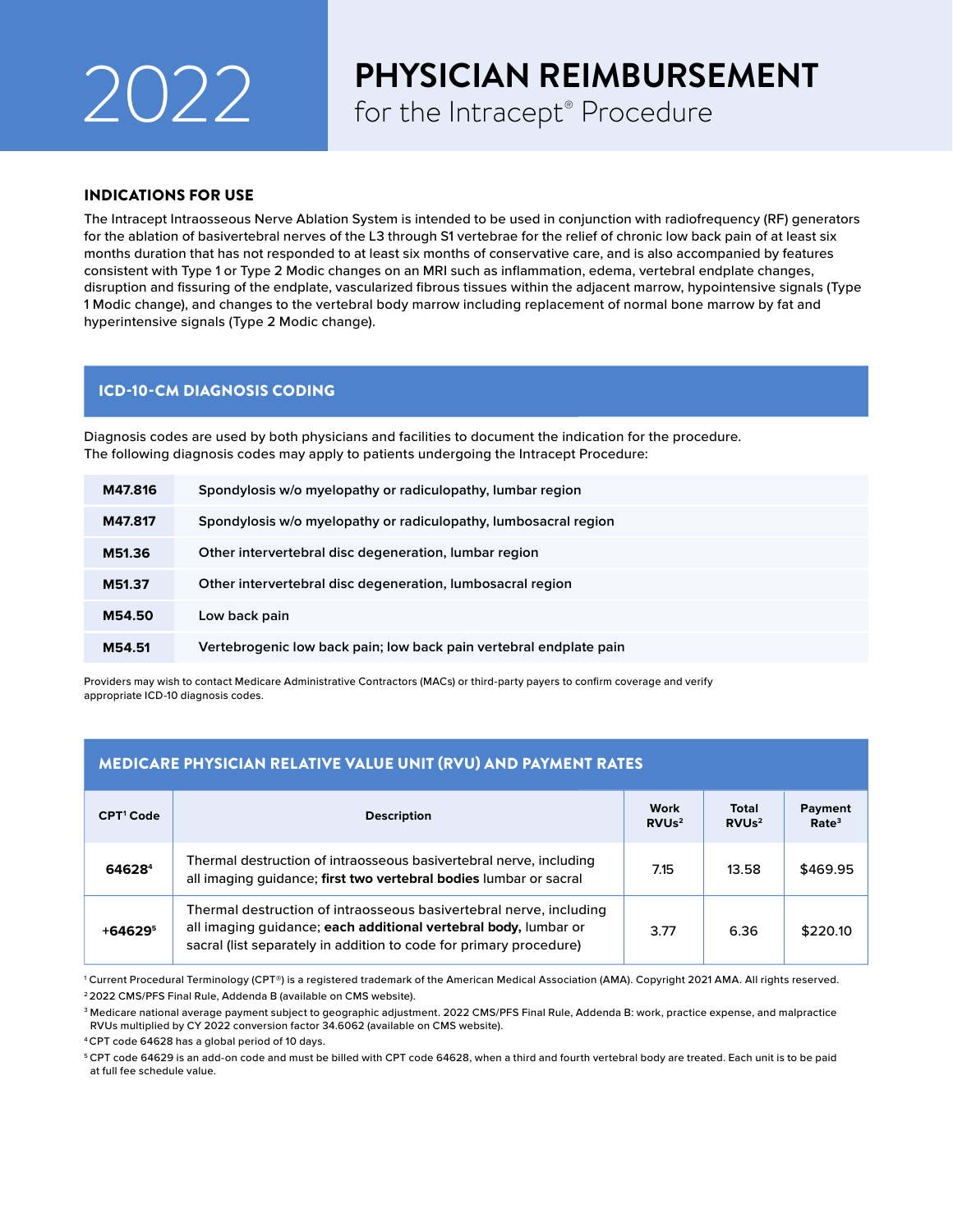# 2022 PHYSICIAN REIMBURSEMENT for the Intracept® Procedure

## INDICATIONS FOR USE

The Intracept Intraosseous Nerve Ablation System is intended to be used in conjunction with radiofrequency (RF) generators for the ablation of basivertebral nerves of the L3 through S1 vertebrae for the relief of chronic low back pain of at least six months duration that has not responded to at least six months of conservative care, and is also accompanied by features consistent with Type 1 or Type 2 Modic changes on an MRI such as inflammation, edema, vertebral endplate changes, disruption and fissuring of the endplate, vascularized fibrous tissues within the adjacent marrow, hypointensive signals (Type 1 Modic change), and changes to the vertebral body marrow including replacement of normal bone marrow by fat and hyperintensive signals (Type 2 Modic change).

## ICD-10-CM DIAGNOSIS CODING

Diagnosis codes are used by both physicians and facilities to document the indication for the procedure. The following diagnosis codes may apply to patients undergoing the Intracept Procedure:

| Code | Description |
|---|---|
| **M47.816** | Spondylosis w/o myelopathy or radiculopathy, lumbar region |
| **M47.817** | Spondylosis w/o myelopathy or radiculopathy, lumbosacral region |
| **M51.36** | Other intervertebral disc degeneration, lumbar region |
| **M51.37** | Other intervertebral disc degeneration, lumbosacral region |
| **M54.50** | Low back pain |
| **M54.51** | Vertebrogenic low back pain; low back pain vertebral endplate pain |

Providers may wish to contact Medicare Administrative Contractors (MACs) or third-party payers to confirm coverage and verify appropriate ICD-10 diagnosis codes.

## MEDICARE PHYSICIAN RELATIVE VALUE UNIT (RVU) AND PAYMENT RATES

| CPT[1] Code | Description | Work RVUs[2] | Total RVUs[2] | Payment Rate[3] |
|---|---|---|---|---|
| 64628[4] | Thermal destruction of intraosseous basivertebral nerve, including all imaging guidance; **first two vertebral bodies** lumbar or sacral | 7.15 | 13.58 | $469.95 |
| +64629[5] | Thermal destruction of intraosseous basivertebral nerve, including all imaging guidance; **each additional vertebral body,** lumbar or sacral (list separately in addition to code for primary procedure) | 3.77 | 6.36 | $220.10 |

[1] Current Procedural Terminology (CPT®) is a registered trademark of the American Medical Association (AMA). Copyright 2021 AMA. All rights reserved.

[2] 2022 CMS/PFS Final Rule, Addenda B (available on CMS website).

[3] Medicare national average payment subject to geographic adjustment. 2022 CMS/PFS Final Rule, Addenda B: work, practice expense, and malpractice RVUs multiplied by CY 2022 conversion factor 34.6062 (available on CMS website).

[4] CPT code 64628 has a global period of 10 days.

[5] CPT code 64629 is an add-on code and must be billed with CPT code 64628, when a third and fourth vertebral body are treated. Each unit is to be paid at full fee schedule value.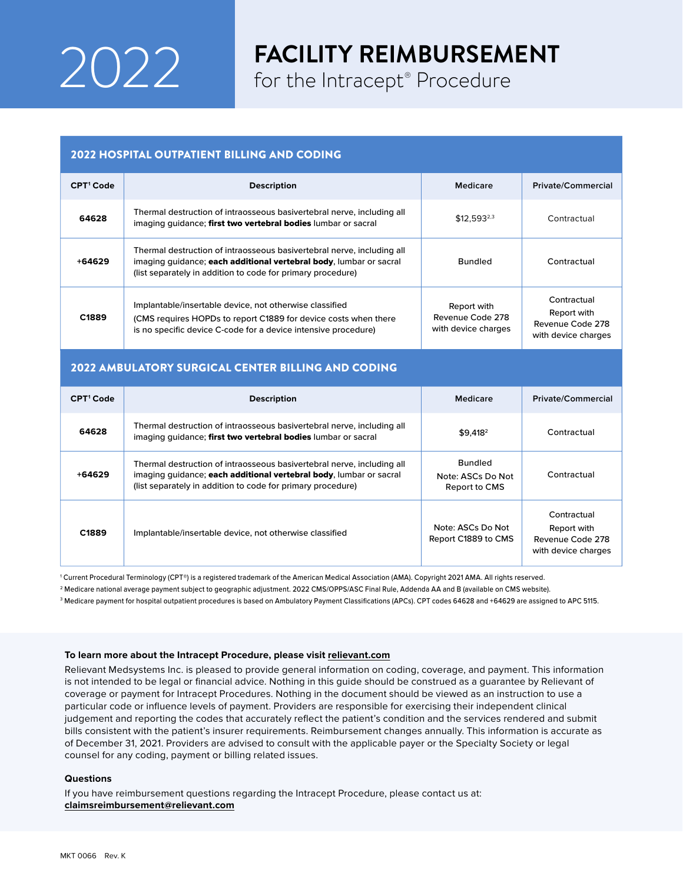# 2022 FACILITY REIMBURSEMENT

for the Intracept® Procedure

## 2022 HOSPITAL OUTPATIENT BILLING AND CODING

| CPT[1] Code | Description | Medicare | Private/Commercial |
|---|---|---|---|
| 64628 | Thermal destruction of intraosseous basivertebral nerve, including all imaging guidance; **first two vertebral bodies** lumbar or sacral | $12,593[2,3] | Contractual |
| +64629 | Thermal destruction of intraosseous basivertebral nerve, including all imaging guidance; **each additional vertebral body**, lumbar or sacral (list separately in addition to code for primary procedure) | Bundled | Contractual |
| C1889 | Implantable/insertable device, not otherwise classified (CMS requires HOPDs to report C1889 for device costs when there is no specific device C-code for a device intensive procedure) | Report with Revenue Code 278 with device charges | Contractual Report with Revenue Code 278 with device charges |

## 2022 AMBULATORY SURGICAL CENTER BILLING AND CODING

| CPT[1] Code | Description | Medicare | Private/Commercial |
|---|---|---|---|
| 64628 | Thermal destruction of intraosseous basivertebral nerve, including all imaging guidance; **first two vertebral bodies** lumbar or sacral | $9,418[2] | Contractual |
| +64629 | Thermal destruction of intraosseous basivertebral nerve, including all imaging guidance; **each additional vertebral body**, lumbar or sacral (list separately in addition to code for primary procedure) | Bundled Note: ASCs Do Not Report to CMS | Contractual |
| C1889 | Implantable/insertable device, not otherwise classified | Note: ASCs Do Not Report C1889 to CMS | Contractual Report with Revenue Code 278 with device charges |

[1] Current Procedural Terminology (CPT®) is a registered trademark of the American Medical Association (AMA). Copyright 2021 AMA. All rights reserved.

[2] Medicare national average payment subject to geographic adjustment. 2022 CMS/OPPS/ASC Final Rule, Addenda AA and B (available on CMS website).

[3] Medicare payment for hospital outpatient procedures is based on Ambulatory Payment Classifications (APCs). CPT codes 64628 and +64629 are assigned to APC 5115.

**To learn more about the Intracept Procedure, please visit relievant.com**

Relievant Medsystems Inc. is pleased to provide general information on coding, coverage, and payment. This information is not intended to be legal or financial advice. Nothing in this guide should be construed as a guarantee by Relievant of coverage or payment for Intracept Procedures. Nothing in the document should be viewed as an instruction to use a particular code or influence levels of payment. Providers are responsible for exercising their independent clinical judgement and reporting the codes that accurately reflect the patient's condition and the services rendered and submit bills consistent with the patient's insurer requirements. Reimbursement changes annually. This information is accurate as of December 31, 2021. Providers are advised to consult with the applicable payer or the Specialty Society or legal counsel for any coding, payment or billing related issues.

**Questions**

If you have reimbursement questions regarding the Intracept Procedure, please contact us at: **claimsreimbursement@relievant.com**

MKT 0066 Rev. K